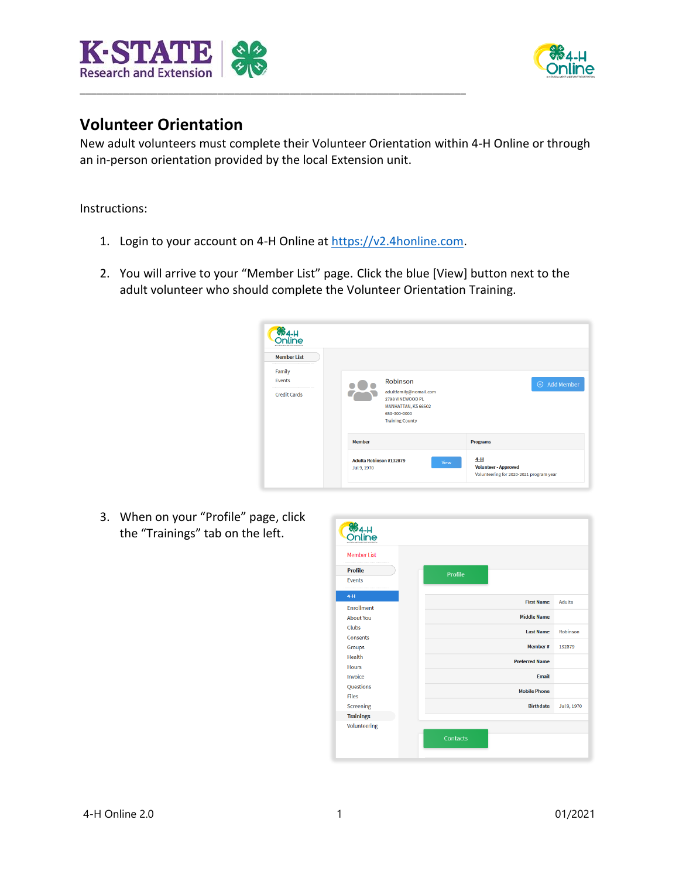# Volunteer Orientation

New adult volunteers must complete their Volunteer Orientation within 4-H Online or through an in-person orientation provided by the local Extension unit.

Instructions:

1. Login to your account on 4-H Online at https://v2.4honline.com.

2. You will arrive to your "Member List" page. Click the blue [View] button next to the adult volunteer who should complete the Volunteer Orientation Training.

3. When on your "Profile" page, click the "Trainings" tab on the left.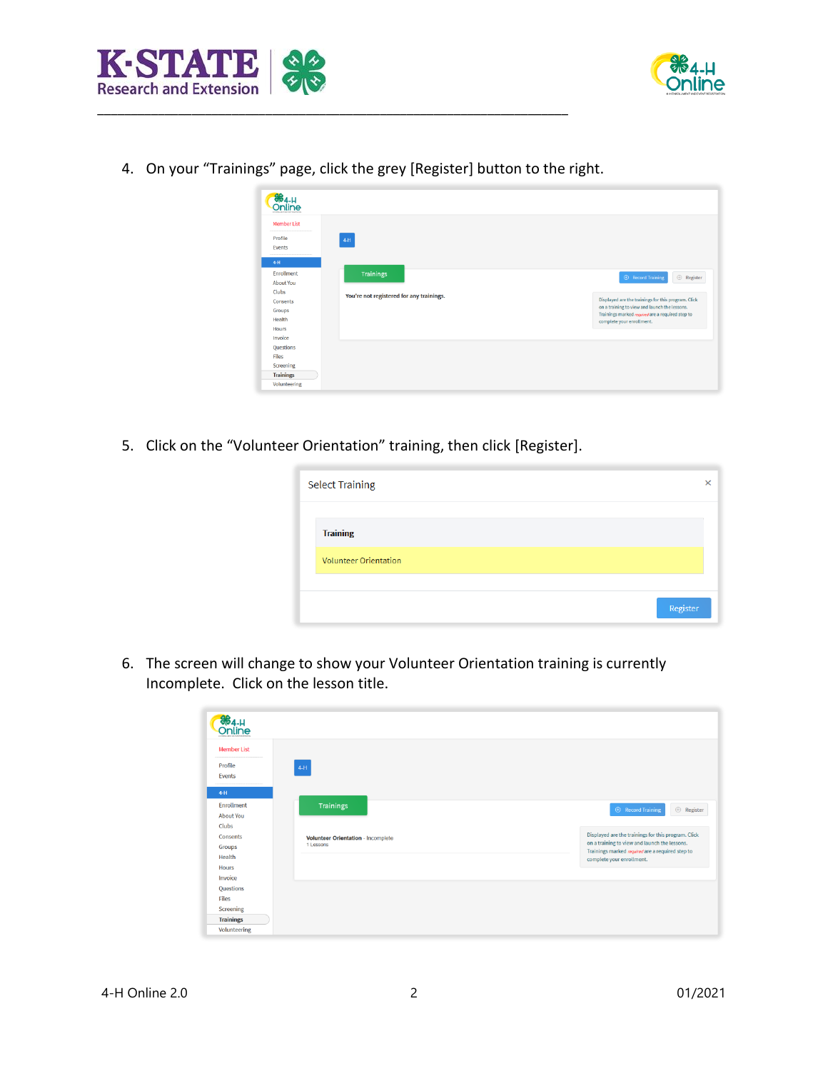4. On your “Trainings” page, click the grey [Register] button to the right.

5. Click on the “Volunteer Orientation” training, then click [Register].

6. The screen will change to show your Volunteer Orientation training is currently Incomplete. Click on the lesson title.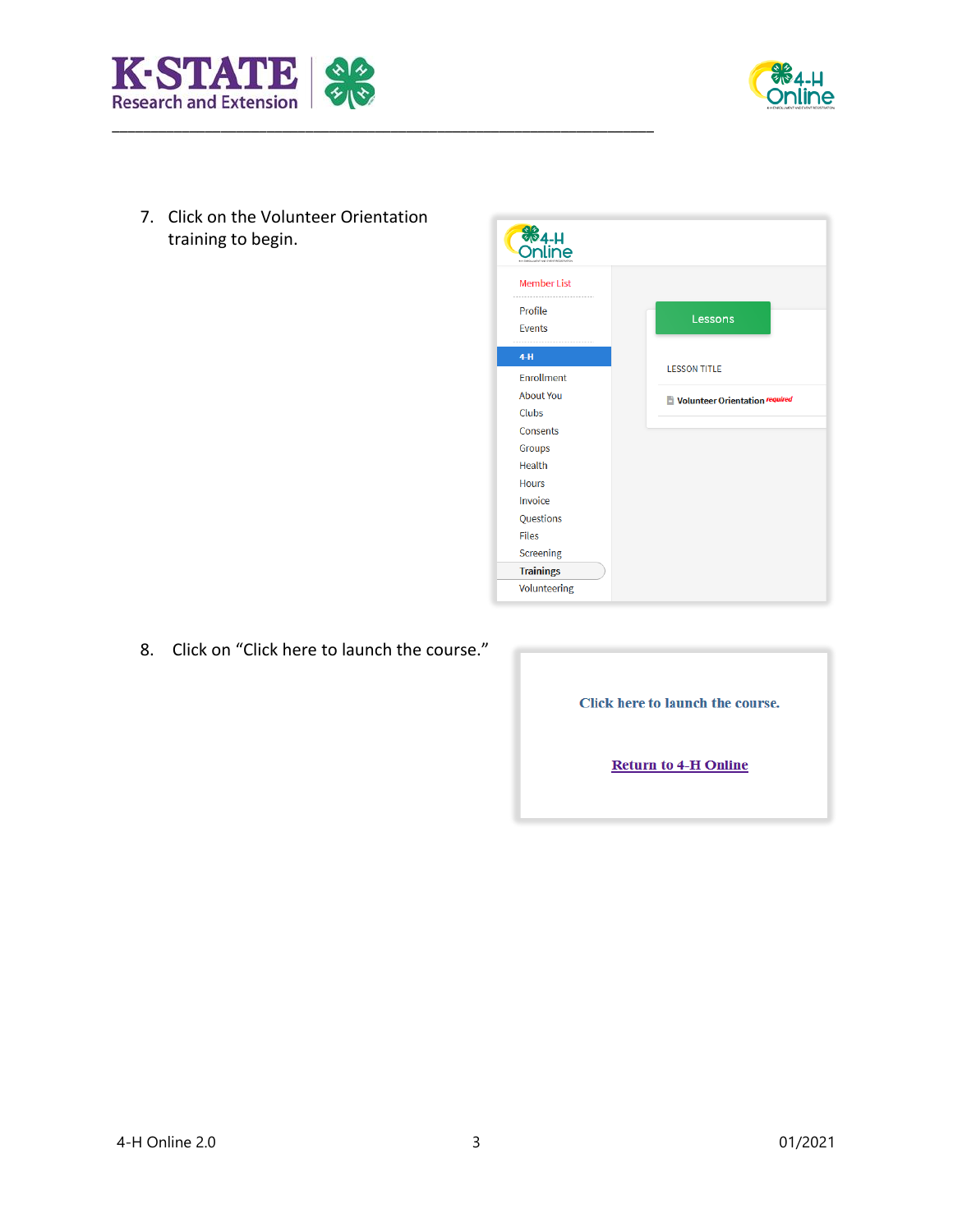7. Click on the Volunteer Orientation training to begin.

8. Click on “Click here to launch the course.”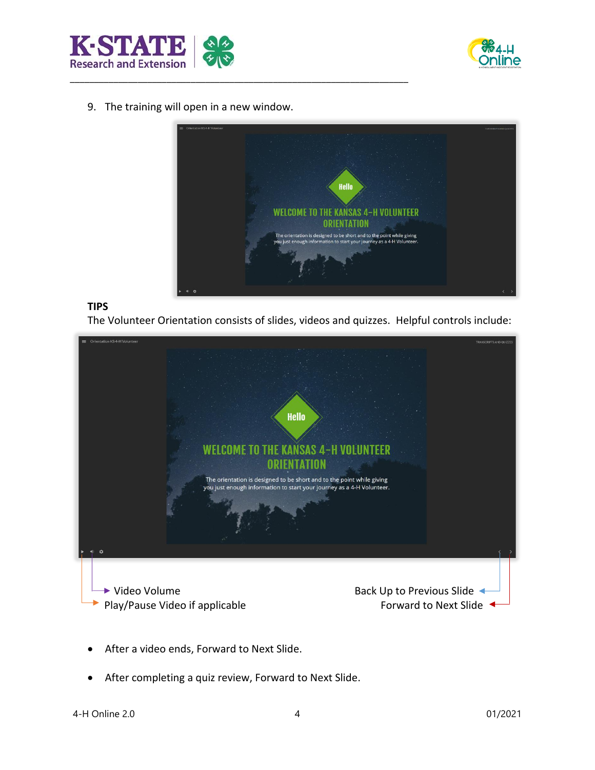9. The training will open in a new window.

**TIPS**

The Volunteer Orientation consists of slides, videos and quizzes. Helpful controls include:

Video Volume

Play/Pause Video if applicable

Back Up to Previous Slide

Forward to Next Slide

- After a video ends, Forward to Next Slide.
- After completing a quiz review, Forward to Next Slide.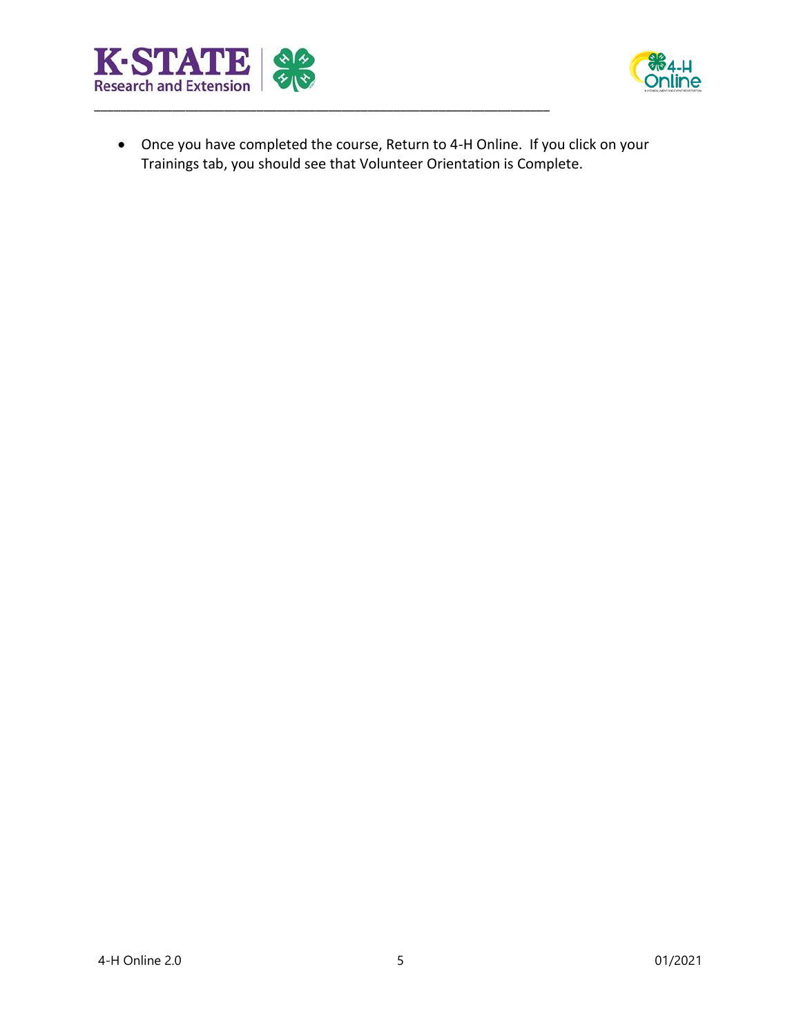- Once you have completed the course, Return to 4-H Online. If you click on your Trainings tab, you should see that Volunteer Orientation is Complete.